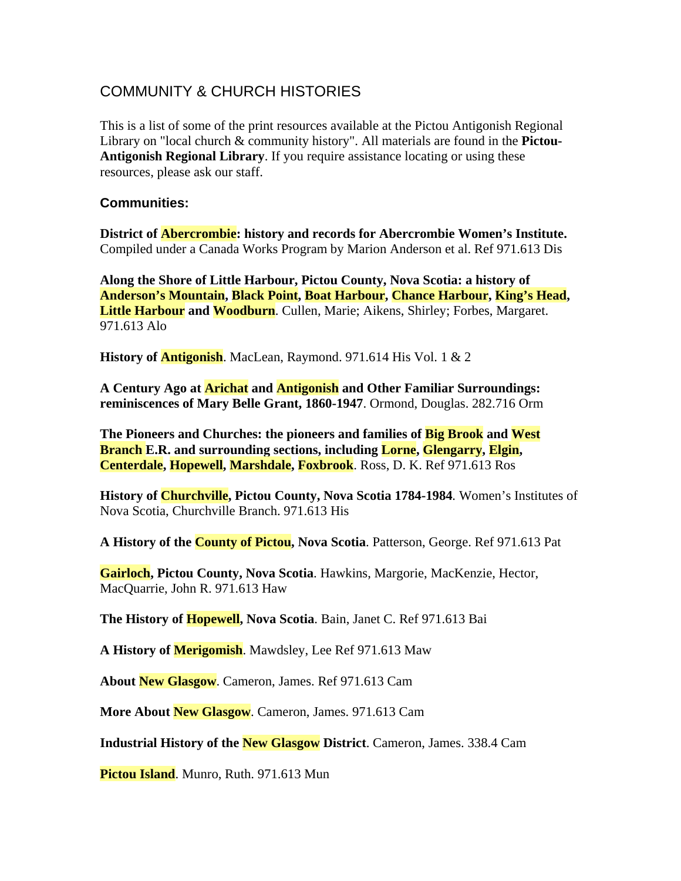# COMMUNITY & CHURCH HISTORIES

This is a list of some of the print resources available at the Pictou Antigonish Regional Library on "local church & community history". All materials are found in the **Pictou-Antigonish Regional Library**. If you require assistance locating or using these resources, please ask our staff.

### Communities:

**District of Abercrombie: history and records for Abercrombie Women's Institute.** Compiled under a Canada Works Program by Marion Anderson et al. Ref 971.613 Dis

**Along the Shore of Little Harbour, Pictou County, Nova Scotia: a history of Anderson's Mountain, Black Point, Boat Harbour, Chance Harbour, King's Head, Little Harbour and Woodburn**. Cullen, Marie; Aikens, Shirley; Forbes, Margaret. 971.613 Alo

**History of Antigonish**. MacLean, Raymond. 971.614 His Vol. 1 & 2

**A Century Ago at Arichat and Antigonish and Other Familiar Surroundings: reminiscences of Mary Belle Grant, 1860-1947**. Ormond, Douglas. 282.716 Orm

**The Pioneers and Churches: the pioneers and families of Big Brook and West Branch E.R. and surrounding sections, including Lorne, Glengarry, Elgin, Centerdale, Hopewell, Marshdale, Foxbrook**. Ross, D. K. Ref 971.613 Ros

**History of Churchville, Pictou County, Nova Scotia 1784-1984**. Women's Institutes of Nova Scotia, Churchville Branch. 971.613 His

**A History of the County of Pictou, Nova Scotia**. Patterson, George. Ref 971.613 Pat

**Gairloch, Pictou County, Nova Scotia**. Hawkins, Margorie, MacKenzie, Hector, MacQuarrie, John R. 971.613 Haw

**The History of Hopewell, Nova Scotia**. Bain, Janet C. Ref 971.613 Bai

**A History of Merigomish**. Mawdsley, Lee Ref 971.613 Maw

**About New Glasgow**. Cameron, James. Ref 971.613 Cam

**More About New Glasgow**. Cameron, James. 971.613 Cam

**Industrial History of the New Glasgow District**. Cameron, James. 338.4 Cam

**Pictou Island**. Munro, Ruth. 971.613 Mun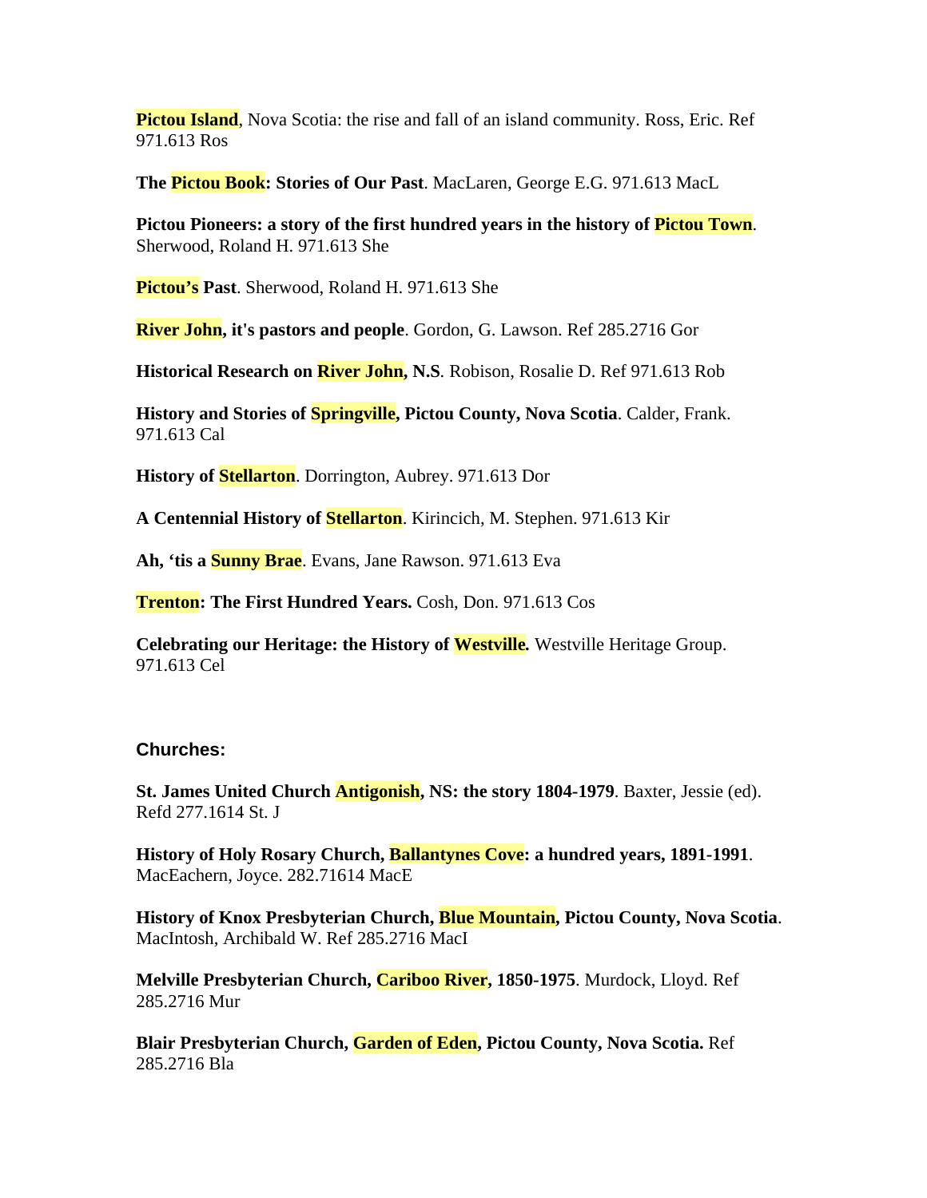**Pictou Island**, Nova Scotia: the rise and fall of an island community. Ross, Eric. Ref 971.613 Ros

**The Pictou Book: Stories of Our Past**. MacLaren, George E.G. 971.613 MacL

**Pictou Pioneers: a story of the first hundred years in the history of Pictou Town**. Sherwood, Roland H. 971.613 She

**Pictou's Past**. Sherwood, Roland H. 971.613 She

**River John, it's pastors and people**. Gordon, G. Lawson. Ref 285.2716 Gor

**Historical Research on River John, N.S**. Robison, Rosalie D. Ref 971.613 Rob

**History and Stories of Springville, Pictou County, Nova Scotia**. Calder, Frank. 971.613 Cal

**History of Stellarton**. Dorrington, Aubrey. 971.613 Dor

**A Centennial History of Stellarton**. Kirincich, M. Stephen. 971.613 Kir

**Ah, 'tis a Sunny Brae**. Evans, Jane Rawson. 971.613 Eva

**Trenton: The First Hundred Years.** Cosh, Don. 971.613 Cos

**Celebrating our Heritage: the History of Westville.** Westville Heritage Group. 971.613 Cel

## Churches:

**St. James United Church Antigonish, NS: the story 1804-1979**. Baxter, Jessie (ed). Refd 277.1614 St. J

**History of Holy Rosary Church, Ballantynes Cove: a hundred years, 1891-1991**. MacEachern, Joyce. 282.71614 MacE

**History of Knox Presbyterian Church, Blue Mountain, Pictou County, Nova Scotia**. MacIntosh, Archibald W. Ref 285.2716 MacI

**Melville Presbyterian Church, Cariboo River, 1850-1975**. Murdock, Lloyd. Ref 285.2716 Mur

**Blair Presbyterian Church, Garden of Eden, Pictou County, Nova Scotia.** Ref 285.2716 Bla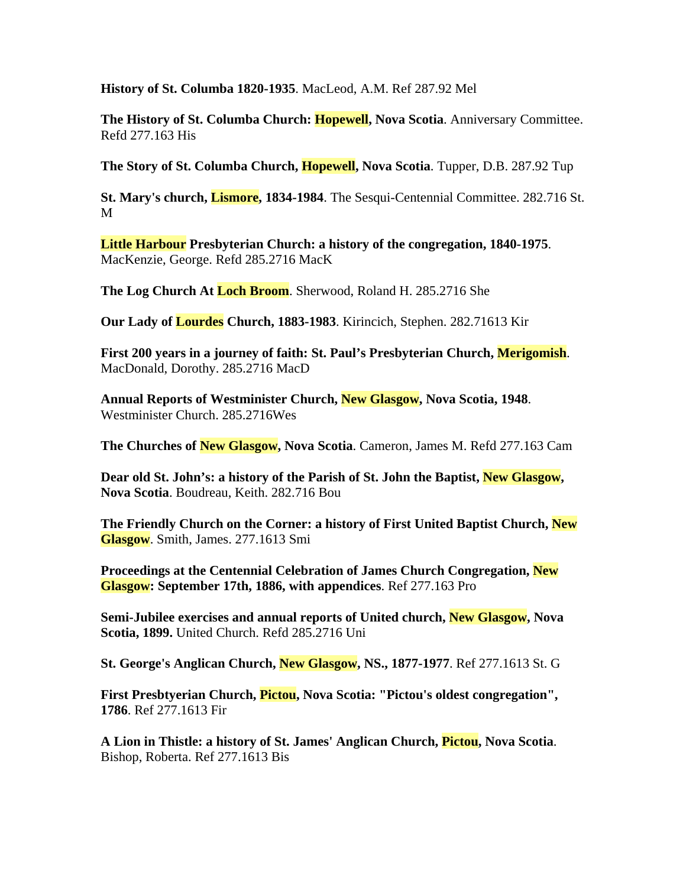**History of St. Columba 1820-1935**. MacLeod, A.M. Ref 287.92 Mel

**The History of St. Columba Church: Hopewell, Nova Scotia**. Anniversary Committee. Refd 277.163 His

**The Story of St. Columba Church, Hopewell, Nova Scotia**. Tupper, D.B. 287.92 Tup

**St. Mary's church, Lismore, 1834-1984**. The Sesqui-Centennial Committee. 282.716 St. M

**Little Harbour Presbyterian Church: a history of the congregation, 1840-1975**. MacKenzie, George. Refd 285.2716 MacK

**The Log Church At Loch Broom**. Sherwood, Roland H. 285.2716 She

**Our Lady of Lourdes Church, 1883-1983**. Kirincich, Stephen. 282.71613 Kir

**First 200 years in a journey of faith: St. Paul's Presbyterian Church, Merigomish**. MacDonald, Dorothy. 285.2716 MacD

**Annual Reports of Westminister Church, New Glasgow, Nova Scotia, 1948**. Westminister Church. 285.2716Wes

**The Churches of New Glasgow, Nova Scotia**. Cameron, James M. Refd 277.163 Cam

**Dear old St. John's: a history of the Parish of St. John the Baptist, New Glasgow, Nova Scotia**. Boudreau, Keith. 282.716 Bou

**The Friendly Church on the Corner: a history of First United Baptist Church, New Glasgow**. Smith, James. 277.1613 Smi

**Proceedings at the Centennial Celebration of James Church Congregation, New Glasgow: September 17th, 1886, with appendices**. Ref 277.163 Pro

**Semi-Jubilee exercises and annual reports of United church, New Glasgow, Nova Scotia, 1899.** United Church. Refd 285.2716 Uni

**St. George's Anglican Church, New Glasgow, NS., 1877-1977**. Ref 277.1613 St. G

**First Presbtyerian Church, Pictou, Nova Scotia: "Pictou's oldest congregation", 1786**. Ref 277.1613 Fir

**A Lion in Thistle: a history of St. James' Anglican Church, Pictou, Nova Scotia**. Bishop, Roberta. Ref 277.1613 Bis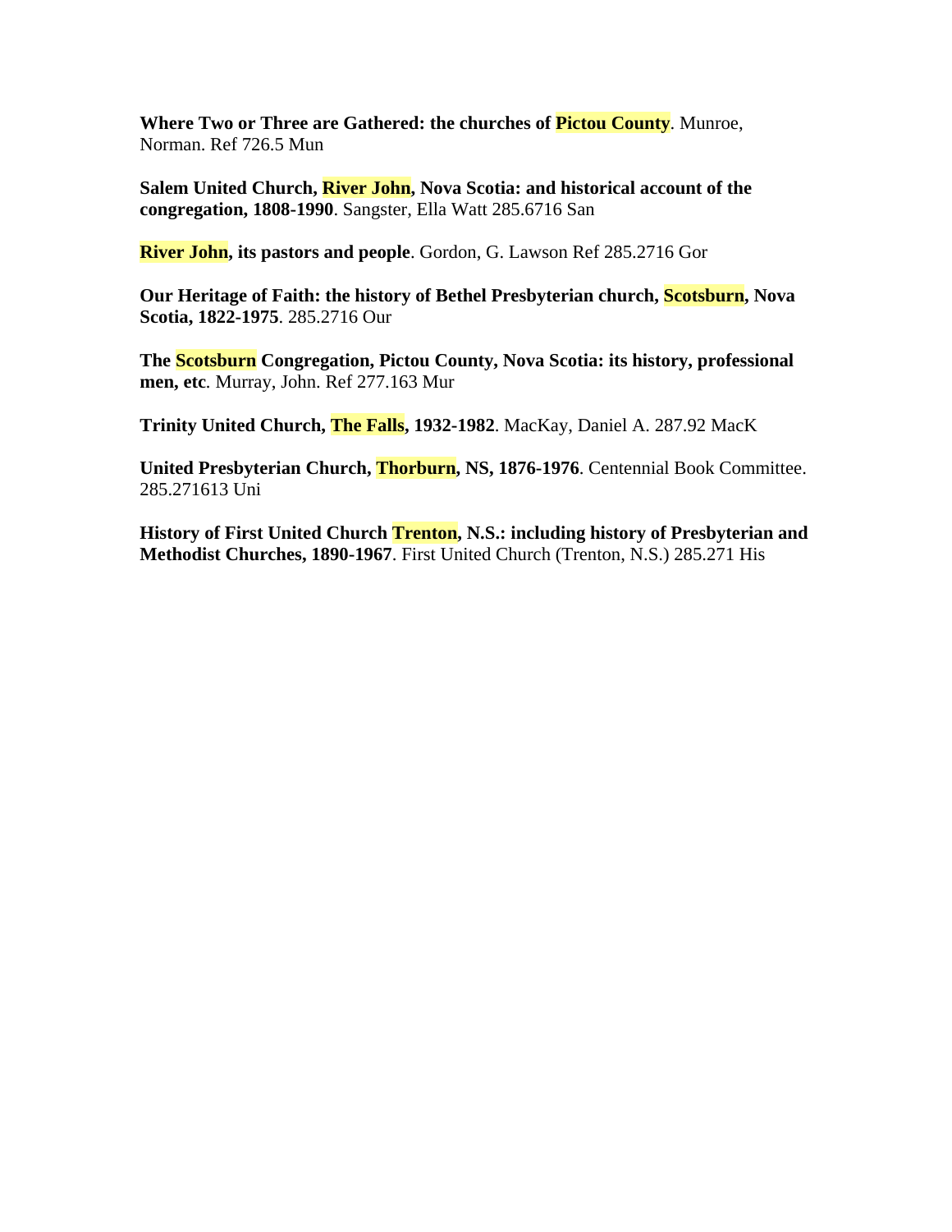**Where Two or Three are Gathered: the churches of Pictou County**. Munroe, Norman. Ref 726.5 Mun

**Salem United Church, River John, Nova Scotia: and historical account of the congregation, 1808-1990**. Sangster, Ella Watt 285.6716 San

**River John, its pastors and people**. Gordon, G. Lawson Ref 285.2716 Gor

**Our Heritage of Faith: the history of Bethel Presbyterian church, Scotsburn, Nova Scotia, 1822-1975**. 285.2716 Our

**The Scotsburn Congregation, Pictou County, Nova Scotia: its history, professional men, etc**. Murray, John. Ref 277.163 Mur

**Trinity United Church, The Falls, 1932-1982**. MacKay, Daniel A. 287.92 MacK

**United Presbyterian Church, Thorburn, NS, 1876-1976**. Centennial Book Committee. 285.271613 Uni

**History of First United Church Trenton, N.S.: including history of Presbyterian and Methodist Churches, 1890-1967**. First United Church (Trenton, N.S.) 285.271 His